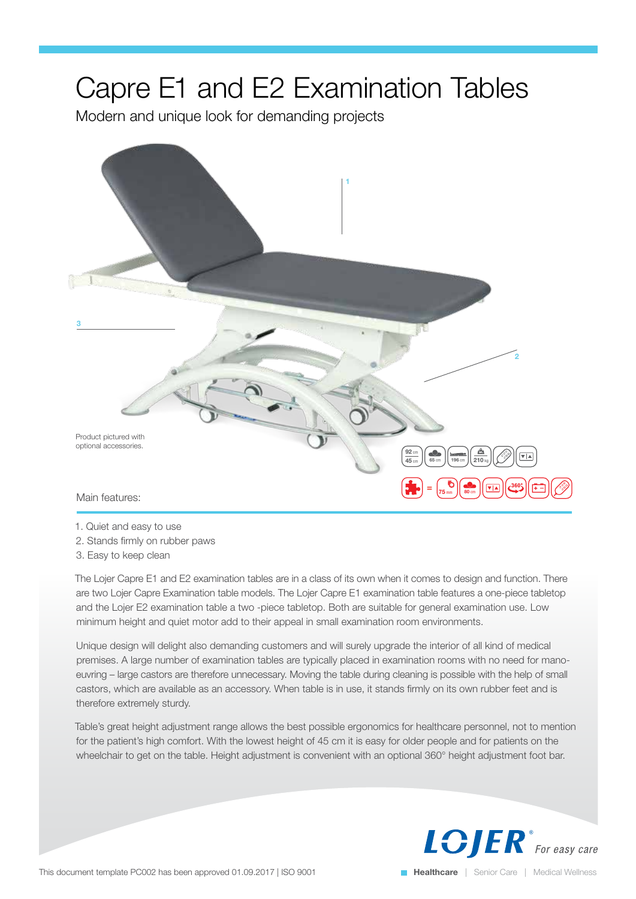# Capre E1 and E2 Examination Tables

Modern and unique look for demanding projects

1

3

2

Product pictured with optional accessories.

Main features:

1. Quiet and easy to use
2. Stands firmly on rubber paws
3. Easy to keep clean

The Lojer Capre E1 and E2 examination tables are in a class of its own when it comes to design and function. There are two Lojer Capre Examination table models. The Lojer Capre E1 examination table features a one-piece tabletop and the Lojer E2 examination table a two -piece tabletop. Both are suitable for general examination use. Low minimum height and quiet motor add to their appeal in small examination room environments.

Unique design will delight also demanding customers and will surely upgrade the interior of all kind of medical premises. A large number of examination tables are typically placed in examination rooms with no need for mano-euvring – large castors are therefore unnecessary. Moving the table during cleaning is possible with the help of small castors, which are available as an accessory. When table is in use, it stands firmly on its own rubber feet and is therefore extremely sturdy.

Table's great height adjustment range allows the best possible ergonomics for healthcare personnel, not to mention for the patient's high comfort. With the lowest height of 45 cm it is easy for older people and for patients on the wheelchair to get on the table. Height adjustment is convenient with an optional 360° height adjustment foot bar.

LOJER® For easy care

This document template PC002 has been approved 01.09.2017 | ISO 9001

Healthcare | Senior Care | Medical Wellness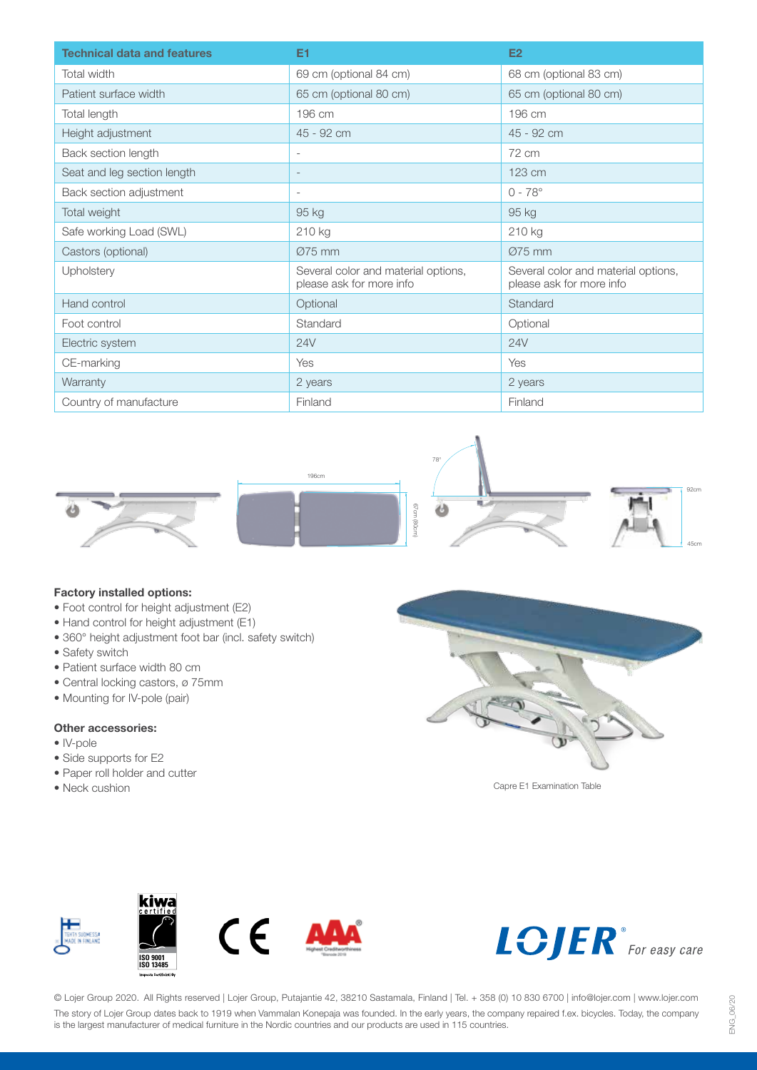| Technical data and features | E1 | E2 |
|---|---|---|
| Total width | 69 cm (optional 84 cm) | 68 cm (optional 83 cm) |
| Patient surface width | 65 cm (optional 80 cm) | 65 cm (optional 80 cm) |
| Total length | 196 cm | 196 cm |
| Height adjustment | 45 - 92 cm | 45 - 92 cm |
| Back section length | - | 72 cm |
| Seat and leg section length | - | 123 cm |
| Back section adjustment | - | 0 - 78° |
| Total weight | 95 kg | 95 kg |
| Safe working Load (SWL) | 210 kg | 210 kg |
| Castors (optional) | Ø75 mm | Ø75 mm |
| Upholstery | Several color and material options, please ask for more info | Several color and material options, please ask for more info |
| Hand control | Optional | Standard |
| Foot control | Standard | Optional |
| Electric system | 24V | 24V |
| CE-marking | Yes | Yes |
| Warranty | 2 years | 2 years |
| Country of manufacture | Finland | Finland |

196cm

67cm (80cm)

78°

92cm

45cm

**Factory installed options:**

- Foot control for height adjustment (E2)
- Hand control for height adjustment (E1)
- 360° height adjustment foot bar (incl. safety switch)
- Safety switch
- Patient surface width 80 cm
- Central locking castors, ø 75mm
- Mounting for IV-pole (pair)

**Other accessories:**

- IV-pole
- Side supports for E2
- Paper roll holder and cutter
- Neck cushion

Capre E1 Examination Table

LOJER® *For easy care*

© Lojer Group 2020. All Rights reserved | Lojer Group, Putajantie 42, 38210 Sastamala, Finland | Tel. + 358 (0) 10 830 6700 | info@lojer.com | www.lojer.com

The story of Lojer Group dates back to 1919 when Vammalan Konepaja was founded. In the early years, the company repaired f.ex. bicycles. Today, the company is the largest manufacturer of medical furniture in the Nordic countries and our products are used in 115 countries.

ENG_06/20